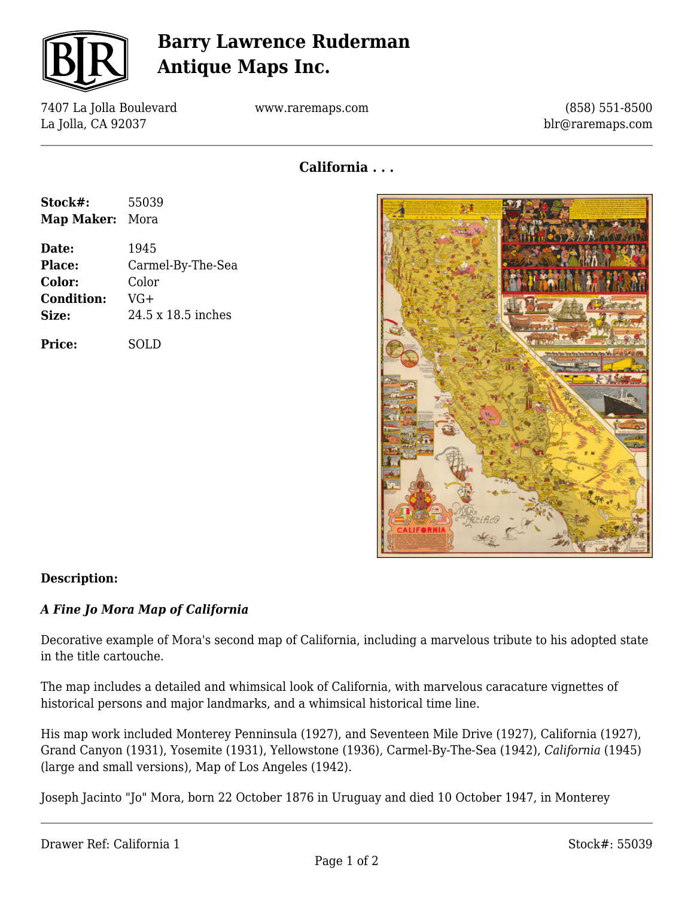# Barry Lawrence Ruderman Antique Maps Inc.

7407 La Jolla Boulevard
La Jolla, CA 92037

www.raremaps.com

(858) 551-8500
blr@raremaps.com

## California . . .

| | |
|---|---|
| **Stock#:** | 55039 |
| **Map Maker:** | Mora |
| **Date:** | 1945 |
| **Place:** | Carmel-By-The-Sea |
| **Color:** | Color |
| **Condition:** | VG+ |
| **Size:** | 24.5 x 18.5 inches |
| **Price:** | SOLD |

### Description:

***A Fine Jo Mora Map of California***

Decorative example of Mora's second map of California, including a marvelous tribute to his adopted state in the title cartouche.

The map includes a detailed and whimsical look of California, with marvelous caracature vignettes of historical persons and major landmarks, and a whimsical historical time line.

His map work included Monterey Penninsula (1927), and Seventeen Mile Drive (1927), California (1927), Grand Canyon (1931), Yosemite (1931), Yellowstone (1936), Carmel-By-The-Sea (1942), *California* (1945) (large and small versions), Map of Los Angeles (1942).

Joseph Jacinto "Jo" Mora, born 22 October 1876 in Uruguay and died 10 October 1947, in Monterey

Drawer Ref: California 1

Stock#: 55039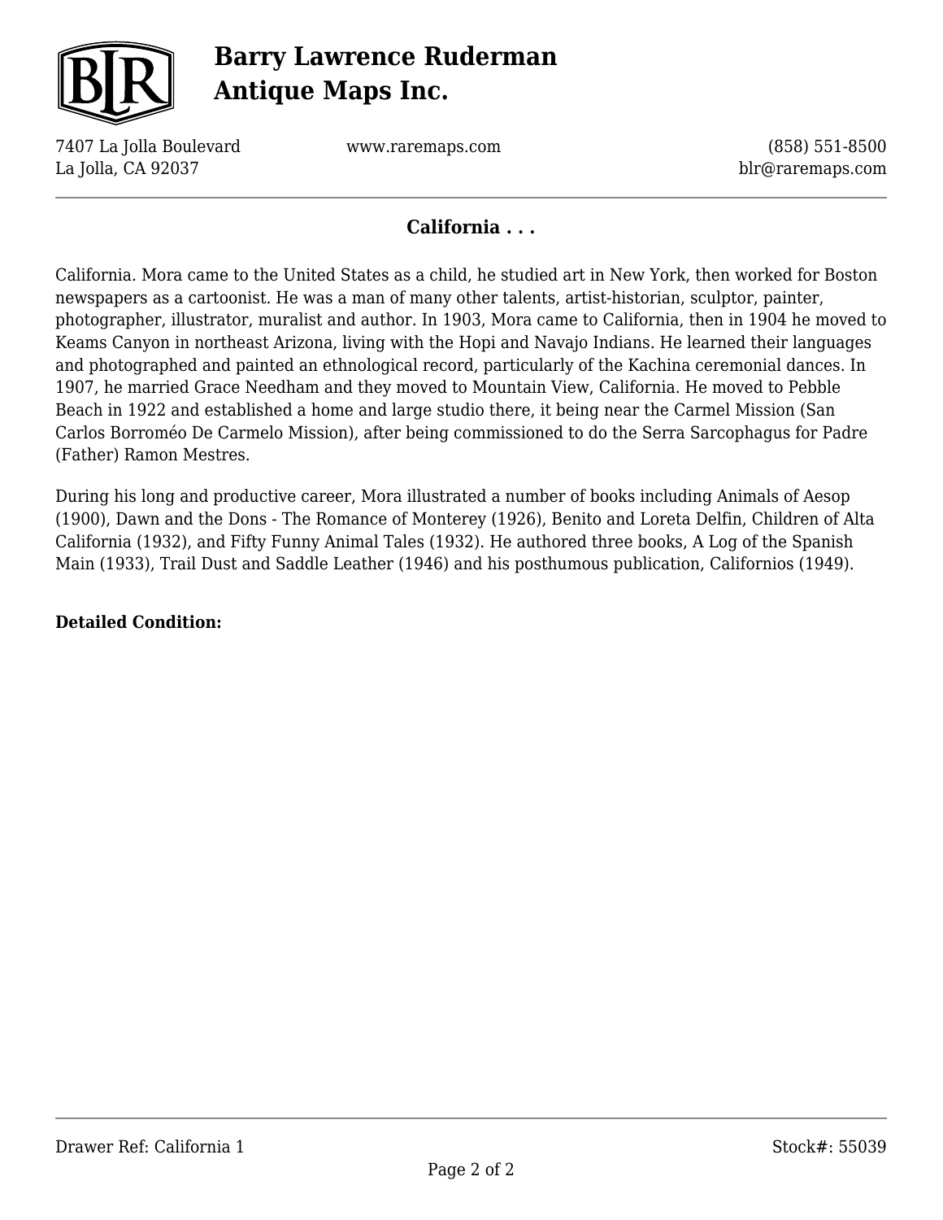## California . . .

California. Mora came to the United States as a child, he studied art in New York, then worked for Boston newspapers as a cartoonist. He was a man of many other talents, artist-historian, sculptor, painter, photographer, illustrator, muralist and author. In 1903, Mora came to California, then in 1904 he moved to Keams Canyon in northeast Arizona, living with the Hopi and Navajo Indians. He learned their languages and photographed and painted an ethnological record, particularly of the Kachina ceremonial dances. In 1907, he married Grace Needham and they moved to Mountain View, California. He moved to Pebble Beach in 1922 and established a home and large studio there, it being near the Carmel Mission (San Carlos Borroméo De Carmelo Mission), after being commissioned to do the Serra Sarcophagus for Padre (Father) Ramon Mestres.

During his long and productive career, Mora illustrated a number of books including Animals of Aesop (1900), Dawn and the Dons - The Romance of Monterey (1926), Benito and Loreta Delfin, Children of Alta California (1932), and Fifty Funny Animal Tales (1932). He authored three books, A Log of the Spanish Main (1933), Trail Dust and Saddle Leather (1946) and his posthumous publication, Californios (1949).

**Detailed Condition:**